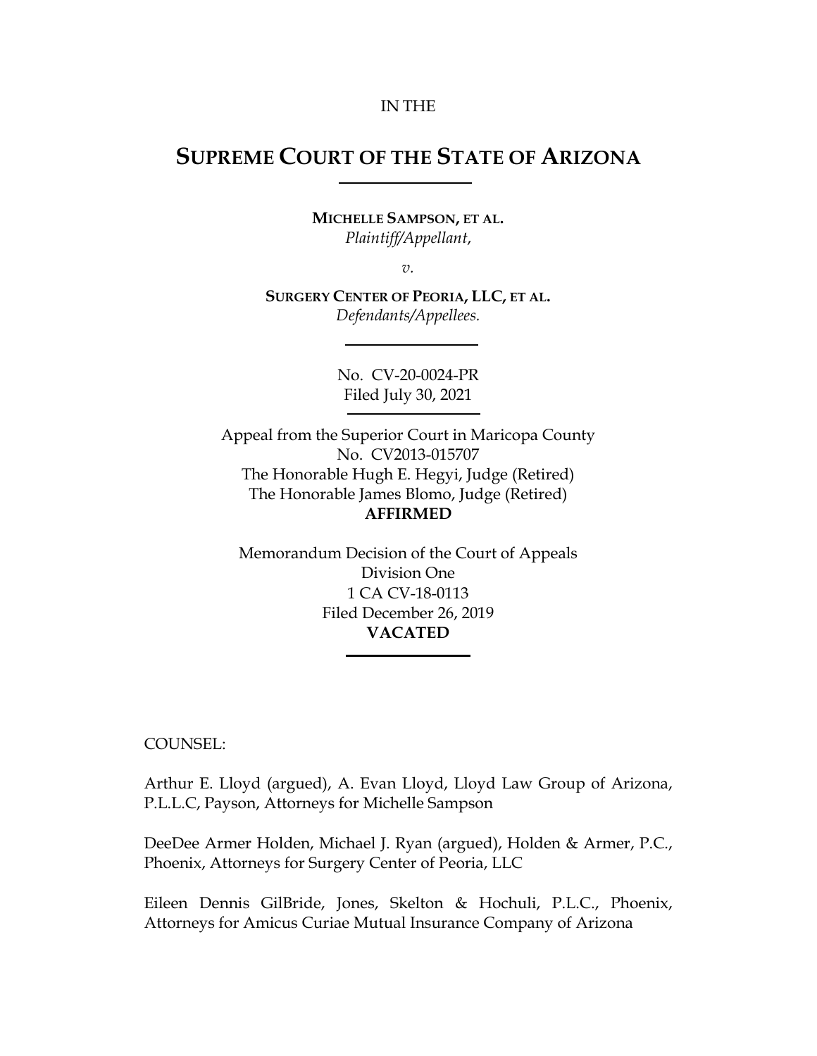IN THE

# SUPREME COURT OF THE STATE OF ARIZONA

**MICHELLE SAMPSON, ET AL.**
*Plaintiff/Appellant*,

*v.*

**SURGERY CENTER OF PEORIA, LLC, ET AL.**
*Defendants/Appellees.*

No. CV-20-0024-PR
Filed July 30, 2021

Appeal from the Superior Court in Maricopa County
No. CV2013-015707
The Honorable Hugh E. Hegyi, Judge (Retired)
The Honorable James Blomo, Judge (Retired)
**AFFIRMED**

Memorandum Decision of the Court of Appeals
Division One
1 CA CV-18-0113
Filed December 26, 2019
**VACATED**

COUNSEL:

Arthur E. Lloyd (argued), A. Evan Lloyd, Lloyd Law Group of Arizona, P.L.L.C, Payson, Attorneys for Michelle Sampson

DeeDee Armer Holden, Michael J. Ryan (argued), Holden & Armer, P.C., Phoenix, Attorneys for Surgery Center of Peoria, LLC

Eileen Dennis GilBride, Jones, Skelton & Hochuli, P.L.C., Phoenix, Attorneys for Amicus Curiae Mutual Insurance Company of Arizona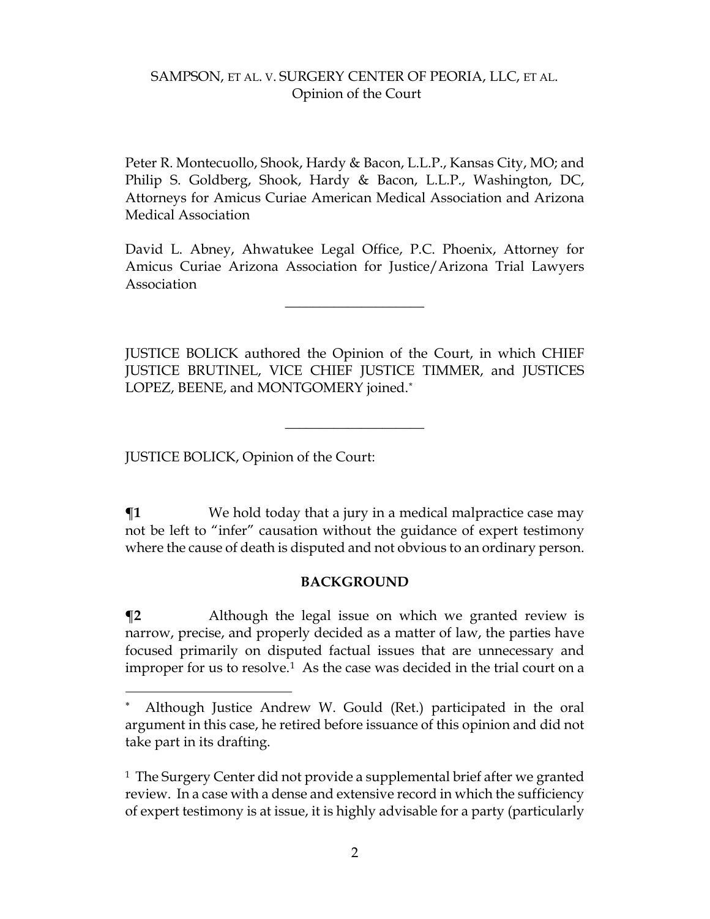Peter R. Montecuollo, Shook, Hardy & Bacon, L.L.P., Kansas City, MO; and Philip S. Goldberg, Shook, Hardy & Bacon, L.L.P., Washington, DC, Attorneys for Amicus Curiae American Medical Association and Arizona Medical Association

David L. Abney, Ahwatukee Legal Office, P.C. Phoenix, Attorney for Amicus Curiae Arizona Association for Justice/Arizona Trial Lawyers Association

---

JUSTICE BOLICK authored the Opinion of the Court, in which CHIEF JUSTICE BRUTINEL, VICE CHIEF JUSTICE TIMMER, and JUSTICES LOPEZ, BEENE, and MONTGOMERY joined.*

---

JUSTICE BOLICK, Opinion of the Court:

**¶1** We hold today that a jury in a medical malpractice case may not be left to "infer" causation without the guidance of expert testimony where the cause of death is disputed and not obvious to an ordinary person.

## BACKGROUND

**¶2** Although the legal issue on which we granted review is narrow, precise, and properly decided as a matter of law, the parties have focused primarily on disputed factual issues that are unnecessary and improper for us to resolve.[1] As the case was decided in the trial court on a

---

\* Although Justice Andrew W. Gould (Ret.) participated in the oral argument in this case, he retired before issuance of this opinion and did not take part in its drafting.

[1] The Surgery Center did not provide a supplemental brief after we granted review. In a case with a dense and extensive record in which the sufficiency of expert testimony is at issue, it is highly advisable for a party (particularly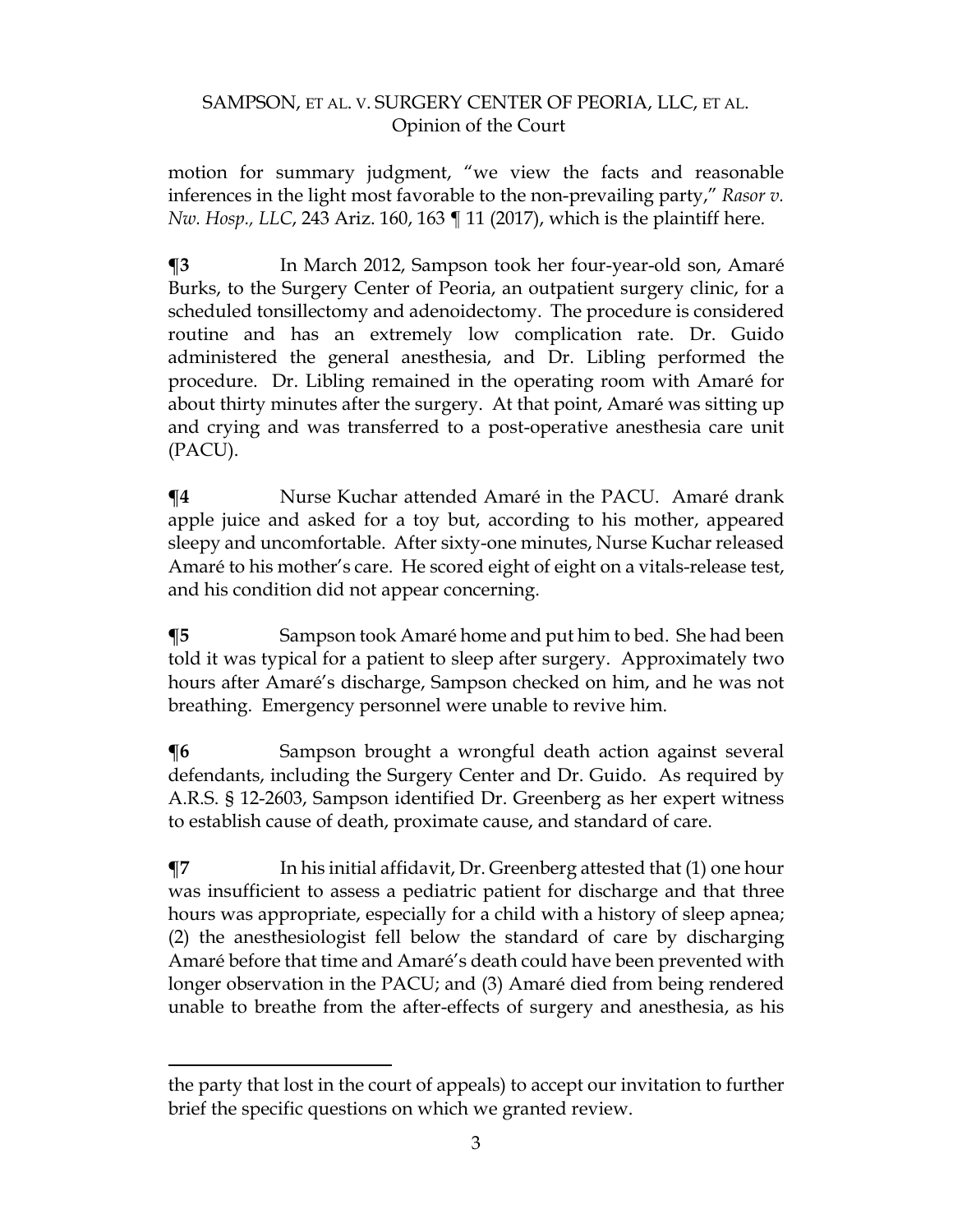motion for summary judgment, "we view the facts and reasonable inferences in the light most favorable to the non-prevailing party," *Rasor v. Nw. Hosp., LLC*, 243 Ariz. 160, 163 ¶ 11 (2017), which is the plaintiff here.

**¶3** In March 2012, Sampson took her four-year-old son, Amaré Burks, to the Surgery Center of Peoria, an outpatient surgery clinic, for a scheduled tonsillectomy and adenoidectomy. The procedure is considered routine and has an extremely low complication rate. Dr. Guido administered the general anesthesia, and Dr. Libling performed the procedure. Dr. Libling remained in the operating room with Amaré for about thirty minutes after the surgery. At that point, Amaré was sitting up and crying and was transferred to a post-operative anesthesia care unit (PACU).

**¶4** Nurse Kuchar attended Amaré in the PACU. Amaré drank apple juice and asked for a toy but, according to his mother, appeared sleepy and uncomfortable. After sixty-one minutes, Nurse Kuchar released Amaré to his mother's care. He scored eight of eight on a vitals-release test, and his condition did not appear concerning.

**¶5** Sampson took Amaré home and put him to bed. She had been told it was typical for a patient to sleep after surgery. Approximately two hours after Amaré's discharge, Sampson checked on him, and he was not breathing. Emergency personnel were unable to revive him.

**¶6** Sampson brought a wrongful death action against several defendants, including the Surgery Center and Dr. Guido. As required by A.R.S. § 12-2603, Sampson identified Dr. Greenberg as her expert witness to establish cause of death, proximate cause, and standard of care.

**¶7** In his initial affidavit, Dr. Greenberg attested that (1) one hour was insufficient to assess a pediatric patient for discharge and that three hours was appropriate, especially for a child with a history of sleep apnea; (2) the anesthesiologist fell below the standard of care by discharging Amaré before that time and Amaré's death could have been prevented with longer observation in the PACU; and (3) Amaré died from being rendered unable to breathe from the after-effects of surgery and anesthesia, as his

---

the party that lost in the court of appeals) to accept our invitation to further brief the specific questions on which we granted review.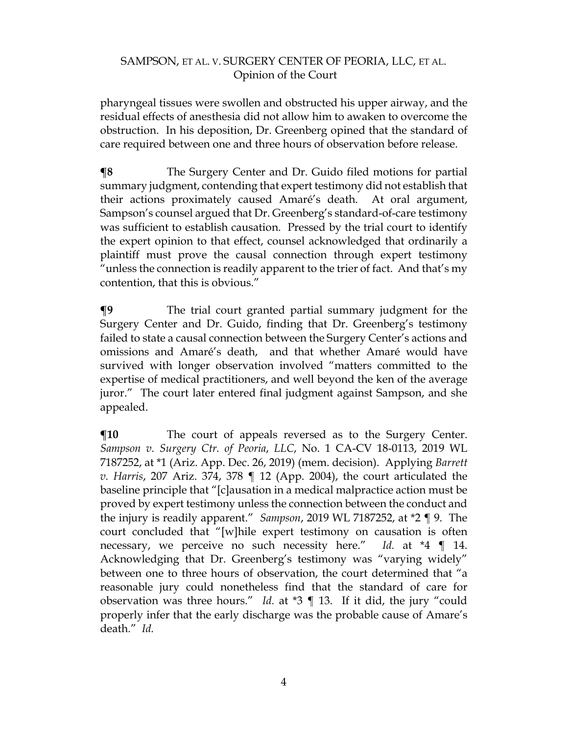pharyngeal tissues were swollen and obstructed his upper airway, and the residual effects of anesthesia did not allow him to awaken to overcome the obstruction. In his deposition, Dr. Greenberg opined that the standard of care required between one and three hours of observation before release.

**¶8** The Surgery Center and Dr. Guido filed motions for partial summary judgment, contending that expert testimony did not establish that their actions proximately caused Amaré's death. At oral argument, Sampson's counsel argued that Dr. Greenberg's standard-of-care testimony was sufficient to establish causation. Pressed by the trial court to identify the expert opinion to that effect, counsel acknowledged that ordinarily a plaintiff must prove the causal connection through expert testimony "unless the connection is readily apparent to the trier of fact. And that's my contention, that this is obvious."

**¶9** The trial court granted partial summary judgment for the Surgery Center and Dr. Guido, finding that Dr. Greenberg's testimony failed to state a causal connection between the Surgery Center's actions and omissions and Amaré's death, and that whether Amaré would have survived with longer observation involved "matters committed to the expertise of medical practitioners, and well beyond the ken of the average juror." The court later entered final judgment against Sampson, and she appealed.

**¶10** The court of appeals reversed as to the Surgery Center. *Sampson v. Surgery Ctr. of Peoria, LLC*, No. 1 CA-CV 18-0113, 2019 WL 7187252, at *1 (Ariz. App. Dec. 26, 2019) (mem. decision). Applying *Barrett v. Harris*, 207 Ariz. 374, 378 ¶ 12 (App. 2004), the court articulated the baseline principle that "[c]ausation in a medical malpractice action must be proved by expert testimony unless the connection between the conduct and the injury is readily apparent." *Sampson*, 2019 WL 7187252, at *2 ¶ 9. The court concluded that "[w]hile expert testimony on causation is often necessary, we perceive no such necessity here." *Id.* at *4 ¶ 14. Acknowledging that Dr. Greenberg's testimony was "varying widely" between one to three hours of observation, the court determined that "a reasonable jury could nonetheless find that the standard of care for observation was three hours." *Id.* at *3 ¶ 13. If it did, the jury "could properly infer that the early discharge was the probable cause of Amare's death." *Id.*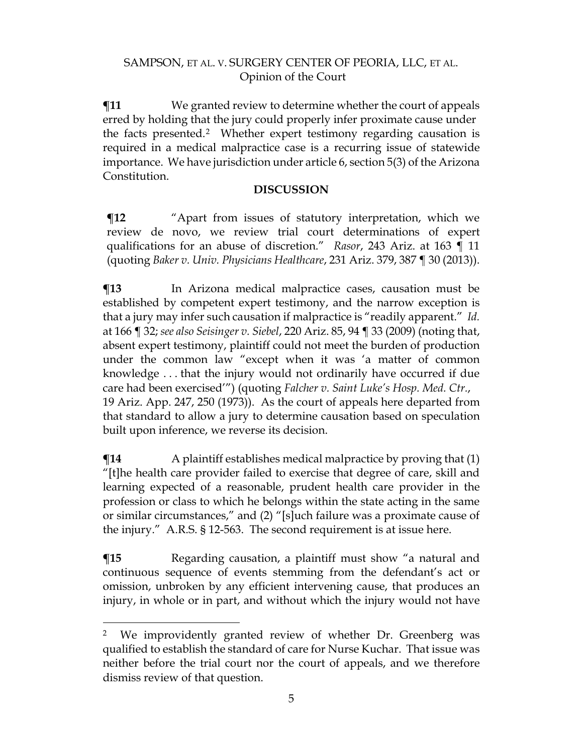**¶11** We granted review to determine whether the court of appeals erred by holding that the jury could properly infer proximate cause under the facts presented.[2] Whether expert testimony regarding causation is required in a medical malpractice case is a recurring issue of statewide importance. We have jurisdiction under article 6, section 5(3) of the Arizona Constitution.

**DISCUSSION**

**¶12** "Apart from issues of statutory interpretation, which we review de novo, we review trial court determinations of expert qualifications for an abuse of discretion." *Rasor*, 243 Ariz. at 163 ¶ 11 (quoting *Baker v. Univ. Physicians Healthcare*, 231 Ariz. 379, 387 ¶ 30 (2013)).

**¶13** In Arizona medical malpractice cases, causation must be established by competent expert testimony, and the narrow exception is that a jury may infer such causation if malpractice is "readily apparent." *Id.* at 166 ¶ 32; *see also Seisinger v. Siebel*, 220 Ariz. 85, 94 ¶ 33 (2009) (noting that, absent expert testimony, plaintiff could not meet the burden of production under the common law "except when it was 'a matter of common knowledge . . . that the injury would not ordinarily have occurred if due care had been exercised'") (quoting *Falcher v. Saint Luke's Hosp. Med. Ctr.*, 19 Ariz. App. 247, 250 (1973)). As the court of appeals here departed from that standard to allow a jury to determine causation based on speculation built upon inference, we reverse its decision.

**¶14** A plaintiff establishes medical malpractice by proving that (1) "[t]he health care provider failed to exercise that degree of care, skill and learning expected of a reasonable, prudent health care provider in the profession or class to which he belongs within the state acting in the same or similar circumstances," and (2) "[s]uch failure was a proximate cause of the injury." A.R.S. § 12-563. The second requirement is at issue here.

**¶15** Regarding causation, a plaintiff must show "a natural and continuous sequence of events stemming from the defendant's act or omission, unbroken by any efficient intervening cause, that produces an injury, in whole or in part, and without which the injury would not have

---

[2] We improvidently granted review of whether Dr. Greenberg was qualified to establish the standard of care for Nurse Kuchar. That issue was neither before the trial court nor the court of appeals, and we therefore dismiss review of that question.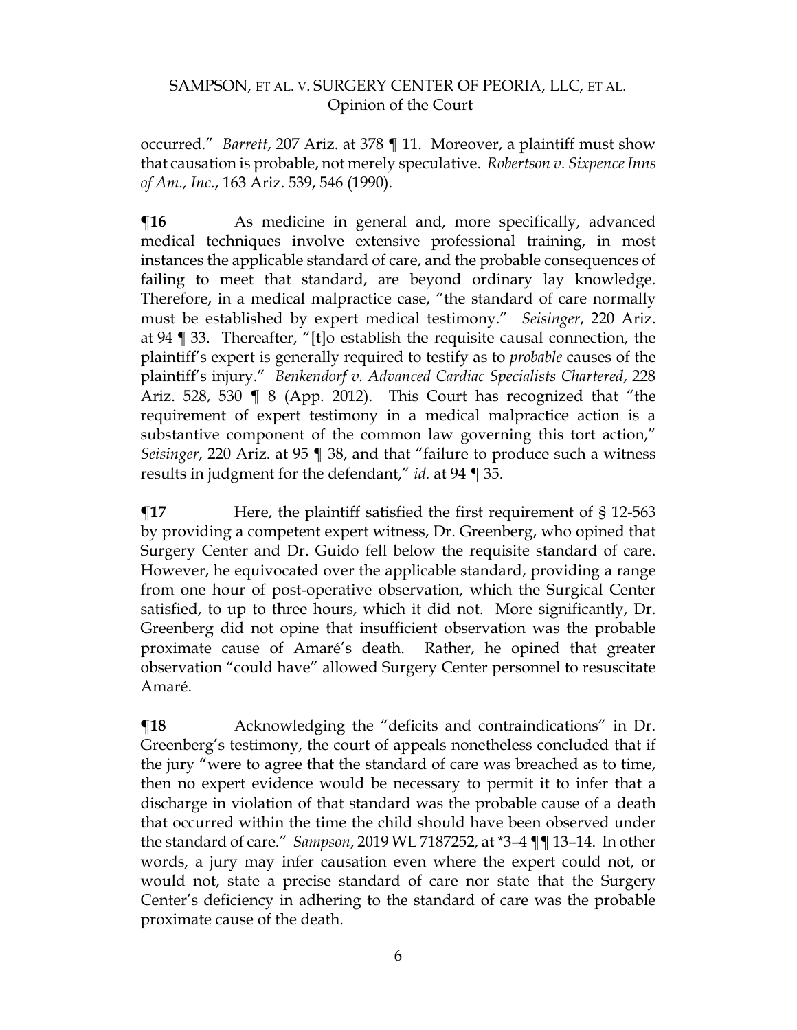occurred." *Barrett*, 207 Ariz. at 378 ¶ 11. Moreover, a plaintiff must show that causation is probable, not merely speculative. *Robertson v. Sixpence Inns of Am., Inc.*, 163 Ariz. 539, 546 (1990).

**¶16** As medicine in general and, more specifically, advanced medical techniques involve extensive professional training, in most instances the applicable standard of care, and the probable consequences of failing to meet that standard, are beyond ordinary lay knowledge. Therefore, in a medical malpractice case, "the standard of care normally must be established by expert medical testimony." *Seisinger*, 220 Ariz. at 94 ¶ 33. Thereafter, "[t]o establish the requisite causal connection, the plaintiff's expert is generally required to testify as to *probable* causes of the plaintiff's injury." *Benkendorf v. Advanced Cardiac Specialists Chartered*, 228 Ariz. 528, 530 ¶ 8 (App. 2012). This Court has recognized that "the requirement of expert testimony in a medical malpractice action is a substantive component of the common law governing this tort action," *Seisinger*, 220 Ariz. at 95 ¶ 38, and that "failure to produce such a witness results in judgment for the defendant," *id.* at 94 ¶ 35.

**¶17** Here, the plaintiff satisfied the first requirement of § 12-563 by providing a competent expert witness, Dr. Greenberg, who opined that Surgery Center and Dr. Guido fell below the requisite standard of care. However, he equivocated over the applicable standard, providing a range from one hour of post-operative observation, which the Surgical Center satisfied, to up to three hours, which it did not. More significantly, Dr. Greenberg did not opine that insufficient observation was the probable proximate cause of Amaré's death. Rather, he opined that greater observation "could have" allowed Surgery Center personnel to resuscitate Amaré.

**¶18** Acknowledging the "deficits and contraindications" in Dr. Greenberg's testimony, the court of appeals nonetheless concluded that if the jury "were to agree that the standard of care was breached as to time, then no expert evidence would be necessary to permit it to infer that a discharge in violation of that standard was the probable cause of a death that occurred within the time the child should have been observed under the standard of care." *Sampson*, 2019 WL 7187252, at *3–4 ¶¶ 13–14. In other words, a jury may infer causation even where the expert could not, or would not, state a precise standard of care nor state that the Surgery Center's deficiency in adhering to the standard of care was the probable proximate cause of the death.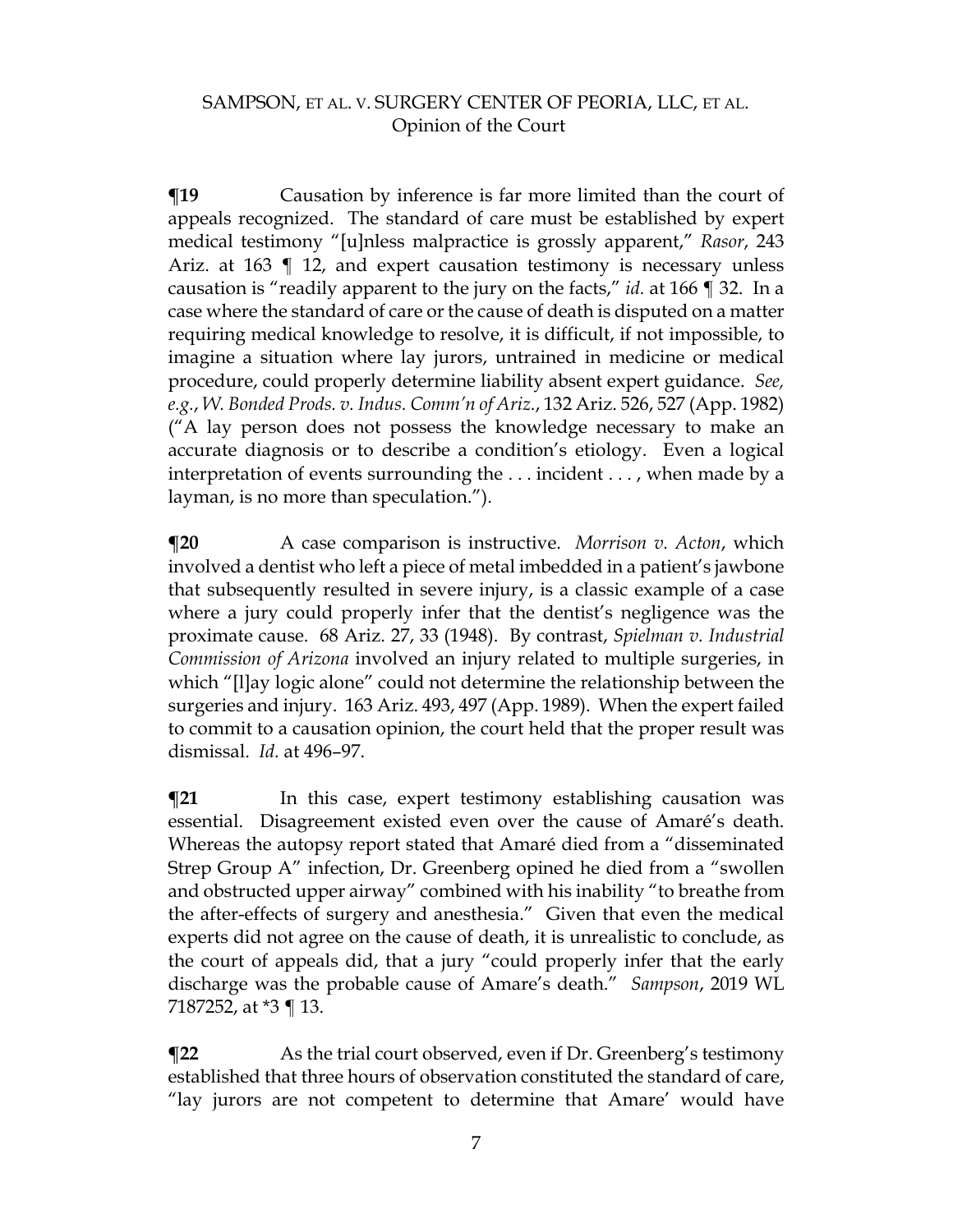**¶19** Causation by inference is far more limited than the court of appeals recognized. The standard of care must be established by expert medical testimony "[u]nless malpractice is grossly apparent," *Rasor*, 243 Ariz. at 163 ¶ 12, and expert causation testimony is necessary unless causation is "readily apparent to the jury on the facts," *id.* at 166 ¶ 32. In a case where the standard of care or the cause of death is disputed on a matter requiring medical knowledge to resolve, it is difficult, if not impossible, to imagine a situation where lay jurors, untrained in medicine or medical procedure, could properly determine liability absent expert guidance. *See, e.g.*, *W. Bonded Prods. v. Indus. Comm'n of Ariz.*, 132 Ariz. 526, 527 (App. 1982) ("A lay person does not possess the knowledge necessary to make an accurate diagnosis or to describe a condition's etiology. Even a logical interpretation of events surrounding the . . . incident . . . , when made by a layman, is no more than speculation.").

**¶20** A case comparison is instructive. *Morrison v. Acton*, which involved a dentist who left a piece of metal imbedded in a patient's jawbone that subsequently resulted in severe injury, is a classic example of a case where a jury could properly infer that the dentist's negligence was the proximate cause. 68 Ariz. 27, 33 (1948). By contrast, *Spielman v. Industrial Commission of Arizona* involved an injury related to multiple surgeries, in which "[l]ay logic alone" could not determine the relationship between the surgeries and injury. 163 Ariz. 493, 497 (App. 1989). When the expert failed to commit to a causation opinion, the court held that the proper result was dismissal. *Id.* at 496–97.

**¶21** In this case, expert testimony establishing causation was essential. Disagreement existed even over the cause of Amaré's death. Whereas the autopsy report stated that Amaré died from a "disseminated Strep Group A" infection, Dr. Greenberg opined he died from a "swollen and obstructed upper airway" combined with his inability "to breathe from the after-effects of surgery and anesthesia." Given that even the medical experts did not agree on the cause of death, it is unrealistic to conclude, as the court of appeals did, that a jury "could properly infer that the early discharge was the probable cause of Amare's death." *Sampson*, 2019 WL 7187252, at *3 ¶ 13.

**¶22** As the trial court observed, even if Dr. Greenberg's testimony established that three hours of observation constituted the standard of care, "lay jurors are not competent to determine that Amare' would have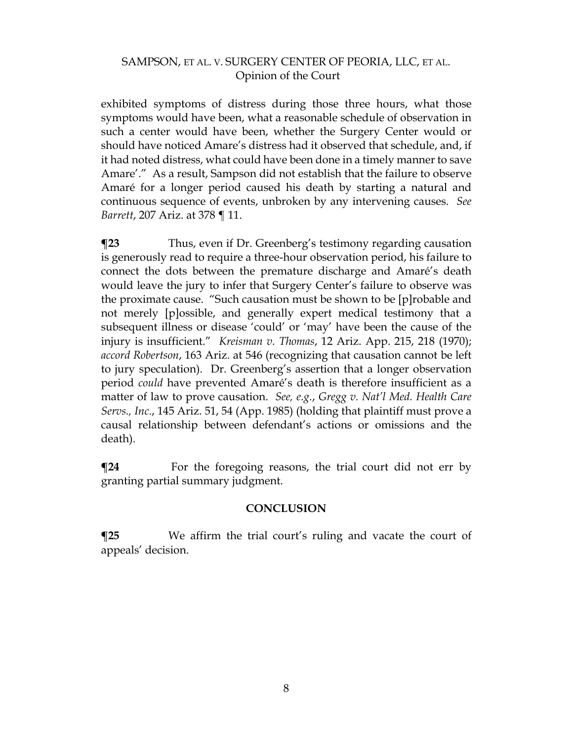exhibited symptoms of distress during those three hours, what those symptoms would have been, what a reasonable schedule of observation in such a center would have been, whether the Surgery Center would or should have noticed Amare's distress had it observed that schedule, and, if it had noted distress, what could have been done in a timely manner to save Amare'." As a result, Sampson did not establish that the failure to observe Amaré for a longer period caused his death by starting a natural and continuous sequence of events, unbroken by any intervening causes. *See Barrett*, 207 Ariz. at 378 ¶ 11.

**¶23** Thus, even if Dr. Greenberg's testimony regarding causation is generously read to require a three-hour observation period, his failure to connect the dots between the premature discharge and Amaré's death would leave the jury to infer that Surgery Center's failure to observe was the proximate cause. "Such causation must be shown to be [p]robable and not merely [p]ossible, and generally expert medical testimony that a subsequent illness or disease 'could' or 'may' have been the cause of the injury is insufficient." *Kreisman v. Thomas*, 12 Ariz. App. 215, 218 (1970); *accord Robertson*, 163 Ariz. at 546 (recognizing that causation cannot be left to jury speculation). Dr. Greenberg's assertion that a longer observation period *could* have prevented Amaré's death is therefore insufficient as a matter of law to prove causation. *See, e.g.*, *Gregg v. Nat'l Med. Health Care Servs., Inc.*, 145 Ariz. 51, 54 (App. 1985) (holding that plaintiff must prove a causal relationship between defendant's actions or omissions and the death).

**¶24** For the foregoing reasons, the trial court did not err by granting partial summary judgment.

## CONCLUSION

**¶25** We affirm the trial court's ruling and vacate the court of appeals' decision.